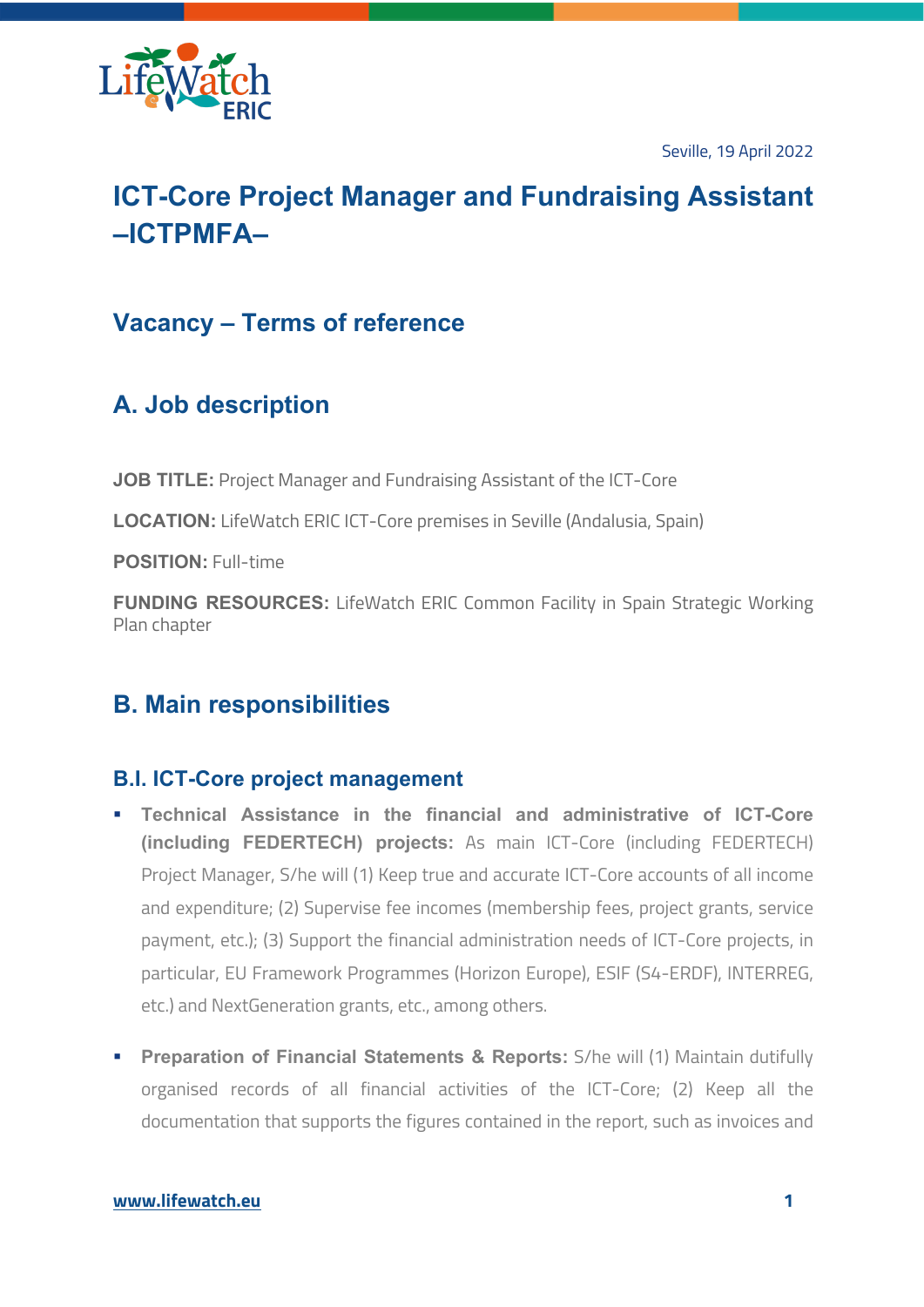Seville, 19 April 2022

# ICT-Core Project Manager and Fundraising Assistant –ICTPMFA–

## Vacancy – Terms of reference

## A. Job description

**JOB TITLE:** Project Manager and Fundraising Assistant of the ICT-Core

**LOCATION:** LifeWatch ERIC ICT-Core premises in Seville (Andalusia, Spain)

**POSITION:** Full-time

**FUNDING RESOURCES:** LifeWatch ERIC Common Facility in Spain Strategic Working Plan chapter

## B. Main responsibilities

### B.I. ICT-Core project management

- **Technical Assistance in the financial and administrative of ICT-Core (including FEDERTECH) projects:** As main ICT-Core (including FEDERTECH) Project Manager, S/he will (1) Keep true and accurate ICT-Core accounts of all income and expenditure; (2) Supervise fee incomes (membership fees, project grants, service payment, etc.); (3) Support the financial administration needs of ICT-Core projects, in particular, EU Framework Programmes (Horizon Europe), ESIF (S4-ERDF), INTERREG, etc.) and NextGeneration grants, etc., among others.
- **Preparation of Financial Statements & Reports:** S/he will (1) Maintain dutifully organised records of all financial activities of the ICT-Core; (2) Keep all the documentation that supports the figures contained in the report, such as invoices and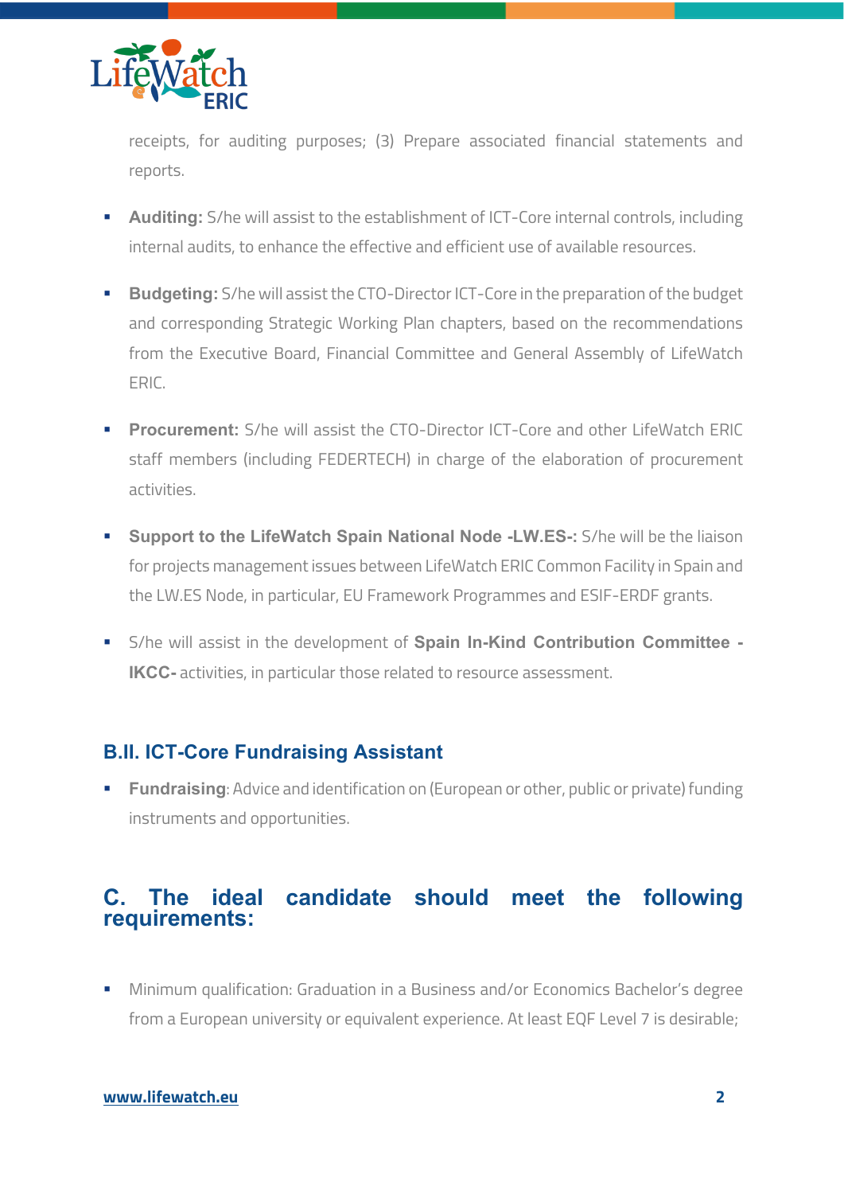receipts, for auditing purposes; (3) Prepare associated financial statements and reports.

- **Auditing:** S/he will assist to the establishment of ICT-Core internal controls, including internal audits, to enhance the effective and efficient use of available resources.

- **Budgeting:** S/he will assist the CTO-Director ICT-Core in the preparation of the budget and corresponding Strategic Working Plan chapters, based on the recommendations from the Executive Board, Financial Committee and General Assembly of LifeWatch ERIC.

- **Procurement:** S/he will assist the CTO-Director ICT-Core and other LifeWatch ERIC staff members (including FEDERTECH) in charge of the elaboration of procurement activities.

- **Support to the LifeWatch Spain National Node -LW.ES-:** S/he will be the liaison for projects management issues between LifeWatch ERIC Common Facility in Spain and the LW.ES Node, in particular, EU Framework Programmes and ESIF-ERDF grants.

- S/he will assist in the development of **Spain In-Kind Contribution Committee -IKCC-** activities, in particular those related to resource assessment.

### B.II. ICT-Core Fundraising Assistant

- **Fundraising**: Advice and identification on (European or other, public or private) funding instruments and opportunities.

## C. The ideal candidate should meet the following requirements:

- Minimum qualification: Graduation in a Business and/or Economics Bachelor's degree from a European university or equivalent experience. At least EQF Level 7 is desirable;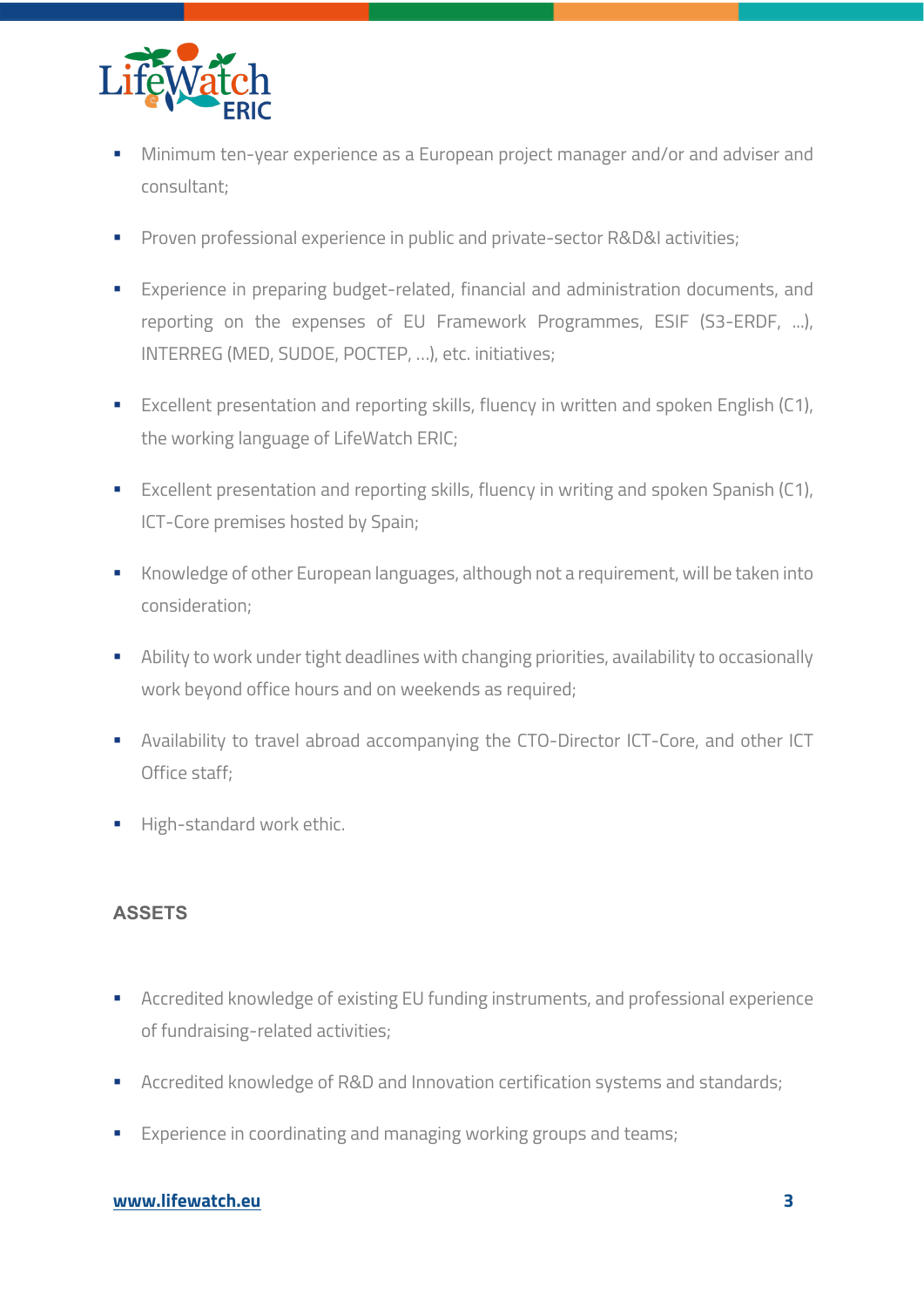- Minimum ten-year experience as a European project manager and/or and adviser and consultant;
- Proven professional experience in public and private-sector R&D&I activities;
- Experience in preparing budget-related, financial and administration documents, and reporting on the expenses of EU Framework Programmes, ESIF (S3-ERDF, …), INTERREG (MED, SUDOE, POCTEP, …), etc. initiatives;
- Excellent presentation and reporting skills, fluency in written and spoken English (C1), the working language of LifeWatch ERIC;
- Excellent presentation and reporting skills, fluency in writing and spoken Spanish (C1), ICT-Core premises hosted by Spain;
- Knowledge of other European languages, although not a requirement, will be taken into consideration;
- Ability to work under tight deadlines with changing priorities, availability to occasionally work beyond office hours and on weekends as required;
- Availability to travel abroad accompanying the CTO-Director ICT-Core, and other ICT Office staff;
- High-standard work ethic.

## ASSETS

- Accredited knowledge of existing EU funding instruments, and professional experience of fundraising-related activities;
- Accredited knowledge of R&D and Innovation certification systems and standards;
- Experience in coordinating and managing working groups and teams;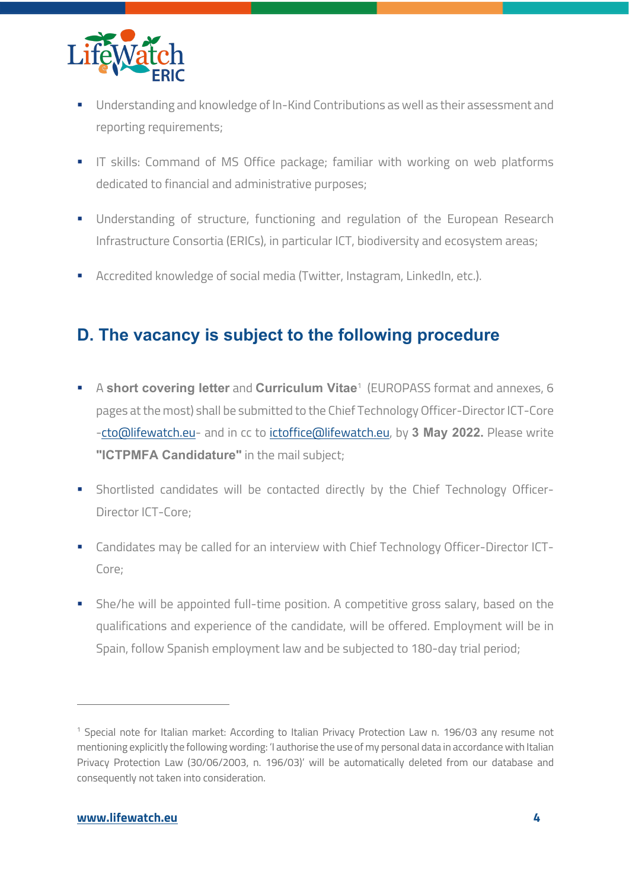- Understanding and knowledge of In-Kind Contributions as well as their assessment and reporting requirements;
- IT skills: Command of MS Office package; familiar with working on web platforms dedicated to financial and administrative purposes;
- Understanding of structure, functioning and regulation of the European Research Infrastructure Consortia (ERICs), in particular ICT, biodiversity and ecosystem areas;
- Accredited knowledge of social media (Twitter, Instagram, LinkedIn, etc.).

## D. The vacancy is subject to the following procedure

- A **short covering letter** and **Curriculum Vitae**[1] (EUROPASS format and annexes, 6 pages at the most) shall be submitted to the Chief Technology Officer-Director ICT-Core -cto@lifewatch.eu- and in cc to ictoffice@lifewatch.eu, by **3 May 2022.** Please write **"ICTPMFA Candidature"** in the mail subject;
- Shortlisted candidates will be contacted directly by the Chief Technology Officer-Director ICT-Core;
- Candidates may be called for an interview with Chief Technology Officer-Director ICT-Core;
- She/he will be appointed full-time position. A competitive gross salary, based on the qualifications and experience of the candidate, will be offered. Employment will be in Spain, follow Spanish employment law and be subjected to 180-day trial period;

---

[1] Special note for Italian market: According to Italian Privacy Protection Law n. 196/03 any resume not mentioning explicitly the following wording: 'I authorise the use of my personal data in accordance with Italian Privacy Protection Law (30/06/2003, n. 196/03)' will be automatically deleted from our database and consequently not taken into consideration.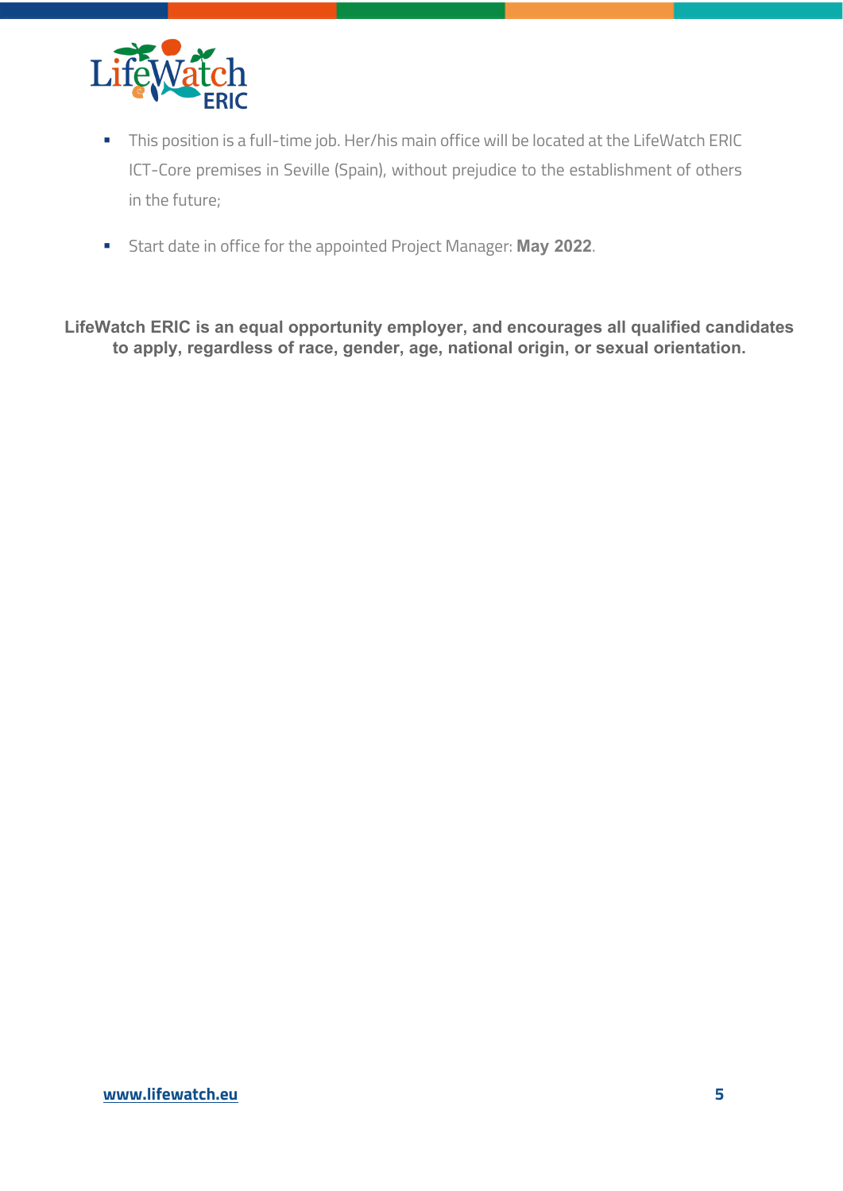- This position is a full-time job. Her/his main office will be located at the LifeWatch ERIC ICT-Core premises in Seville (Spain), without prejudice to the establishment of others in the future;
- Start date in office for the appointed Project Manager: **May 2022**.

**LifeWatch ERIC is an equal opportunity employer, and encourages all qualified candidates to apply, regardless of race, gender, age, national origin, or sexual orientation.**